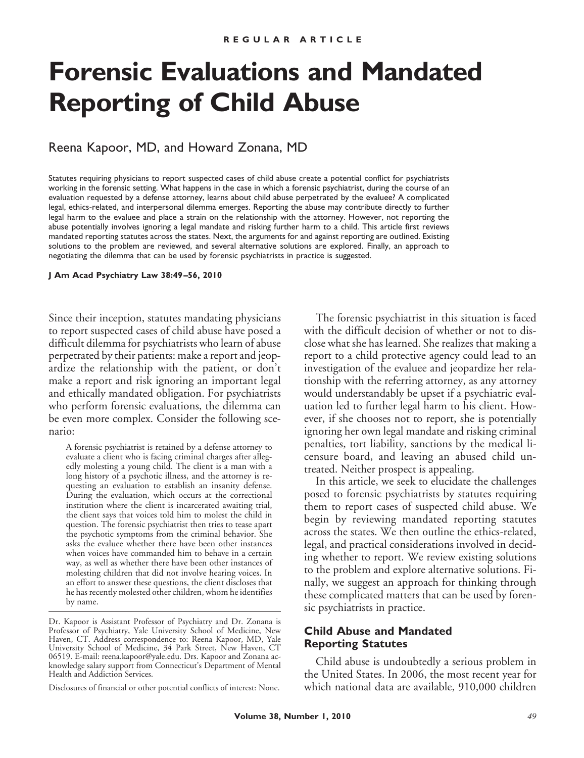REGULAR ARTICLE

# Forensic Evaluations and Mandated Reporting of Child Abuse

Reena Kapoor, MD, and Howard Zonana, MD

Statutes requiring physicians to report suspected cases of child abuse create a potential conflict for psychiatrists working in the forensic setting. What happens in the case in which a forensic psychiatrist, during the course of an evaluation requested by a defense attorney, learns about child abuse perpetrated by the evaluee? A complicated legal, ethics-related, and interpersonal dilemma emerges. Reporting the abuse may contribute directly to further legal harm to the evaluee and place a strain on the relationship with the attorney. However, not reporting the abuse potentially involves ignoring a legal mandate and risking further harm to a child. This article first reviews mandated reporting statutes across the states. Next, the arguments for and against reporting are outlined. Existing solutions to the problem are reviewed, and several alternative solutions are explored. Finally, an approach to negotiating the dilemma that can be used by forensic psychiatrists in practice is suggested.

**J Am Acad Psychiatry Law 38:49–56, 2010**

Since their inception, statutes mandating physicians to report suspected cases of child abuse have posed a difficult dilemma for psychiatrists who learn of abuse perpetrated by their patients: make a report and jeopardize the relationship with the patient, or don't make a report and risk ignoring an important legal and ethically mandated obligation. For psychiatrists who perform forensic evaluations, the dilemma can be even more complex. Consider the following scenario:

> A forensic psychiatrist is retained by a defense attorney to evaluate a client who is facing criminal charges after allegedly molesting a young child. The client is a man with a long history of a psychotic illness, and the attorney is requesting an evaluation to establish an insanity defense. During the evaluation, which occurs at the correctional institution where the client is incarcerated awaiting trial, the client says that voices told him to molest the child in question. The forensic psychiatrist then tries to tease apart the psychotic symptoms from the criminal behavior. She asks the evaluee whether there have been other instances when voices have commanded him to behave in a certain way, as well as whether there have been other instances of molesting children that did not involve hearing voices. In an effort to answer these questions, the client discloses that he has recently molested other children, whom he identifies by name.

Dr. Kapoor is Assistant Professor of Psychiatry and Dr. Zonana is Professor of Psychiatry, Yale University School of Medicine, New Haven, CT. Address correspondence to: Reena Kapoor, MD, Yale University School of Medicine, 34 Park Street, New Haven, CT 06519. E-mail: reena.kapoor@yale.edu. Drs. Kapoor and Zonana acknowledge salary support from Connecticut's Department of Mental Health and Addiction Services.

Disclosures of financial or other potential conflicts of interest: None.

The forensic psychiatrist in this situation is faced with the difficult decision of whether or not to disclose what she has learned. She realizes that making a report to a child protective agency could lead to an investigation of the evaluee and jeopardize her relationship with the referring attorney, as any attorney would understandably be upset if a psychiatric evaluation led to further legal harm to his client. However, if she chooses not to report, she is potentially ignoring her own legal mandate and risking criminal penalties, tort liability, sanctions by the medical licensure board, and leaving an abused child untreated. Neither prospect is appealing.

In this article, we seek to elucidate the challenges posed to forensic psychiatrists by statutes requiring them to report cases of suspected child abuse. We begin by reviewing mandated reporting statutes across the states. We then outline the ethics-related, legal, and practical considerations involved in deciding whether to report. We review existing solutions to the problem and explore alternative solutions. Finally, we suggest an approach for thinking through these complicated matters that can be used by forensic psychiatrists in practice.

## Child Abuse and Mandated Reporting Statutes

Child abuse is undoubtedly a serious problem in the United States. In 2006, the most recent year for which national data are available, 910,000 children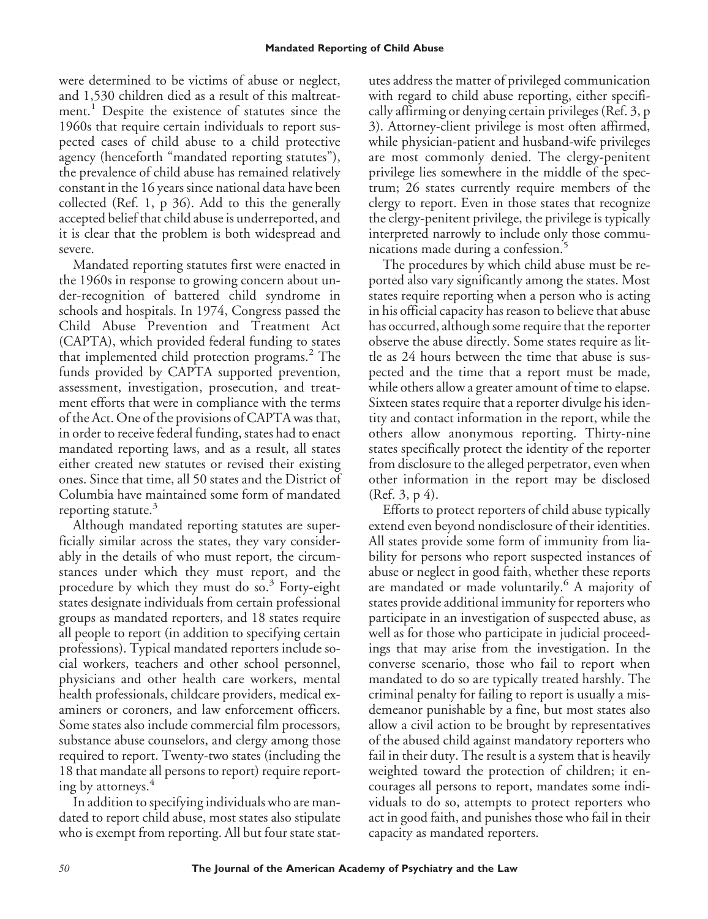were determined to be victims of abuse or neglect, and 1,530 children died as a result of this maltreatment.[1] Despite the existence of statutes since the 1960s that require certain individuals to report suspected cases of child abuse to a child protective agency (henceforth "mandated reporting statutes"), the prevalence of child abuse has remained relatively constant in the 16 years since national data have been collected (Ref. 1, p 36). Add to this the generally accepted belief that child abuse is underreported, and it is clear that the problem is both widespread and severe.

Mandated reporting statutes first were enacted in the 1960s in response to growing concern about under-recognition of battered child syndrome in schools and hospitals. In 1974, Congress passed the Child Abuse Prevention and Treatment Act (CAPTA), which provided federal funding to states that implemented child protection programs.[2] The funds provided by CAPTA supported prevention, assessment, investigation, prosecution, and treatment efforts that were in compliance with the terms of the Act. One of the provisions of CAPTA was that, in order to receive federal funding, states had to enact mandated reporting laws, and as a result, all states either created new statutes or revised their existing ones. Since that time, all 50 states and the District of Columbia have maintained some form of mandated reporting statute.[3]

Although mandated reporting statutes are superficially similar across the states, they vary considerably in the details of who must report, the circumstances under which they must report, and the procedure by which they must do so.[3] Forty-eight states designate individuals from certain professional groups as mandated reporters, and 18 states require all people to report (in addition to specifying certain professions). Typical mandated reporters include social workers, teachers and other school personnel, physicians and other health care workers, mental health professionals, childcare providers, medical examiners or coroners, and law enforcement officers. Some states also include commercial film processors, substance abuse counselors, and clergy among those required to report. Twenty-two states (including the 18 that mandate all persons to report) require reporting by attorneys.[4]

In addition to specifying individuals who are mandated to report child abuse, most states also stipulate who is exempt from reporting. All but four state statutes address the matter of privileged communication with regard to child abuse reporting, either specifically affirming or denying certain privileges (Ref. 3, p 3). Attorney-client privilege is most often affirmed, while physician-patient and husband-wife privileges are most commonly denied. The clergy-penitent privilege lies somewhere in the middle of the spectrum; 26 states currently require members of the clergy to report. Even in those states that recognize the clergy-penitent privilege, the privilege is typically interpreted narrowly to include only those communications made during a confession.[5]

The procedures by which child abuse must be reported also vary significantly among the states. Most states require reporting when a person who is acting in his official capacity has reason to believe that abuse has occurred, although some require that the reporter observe the abuse directly. Some states require as little as 24 hours between the time that abuse is suspected and the time that a report must be made, while others allow a greater amount of time to elapse. Sixteen states require that a reporter divulge his identity and contact information in the report, while the others allow anonymous reporting. Thirty-nine states specifically protect the identity of the reporter from disclosure to the alleged perpetrator, even when other information in the report may be disclosed (Ref. 3, p 4).

Efforts to protect reporters of child abuse typically extend even beyond nondisclosure of their identities. All states provide some form of immunity from liability for persons who report suspected instances of abuse or neglect in good faith, whether these reports are mandated or made voluntarily.[6] A majority of states provide additional immunity for reporters who participate in an investigation of suspected abuse, as well as for those who participate in judicial proceedings that may arise from the investigation. In the converse scenario, those who fail to report when mandated to do so are typically treated harshly. The criminal penalty for failing to report is usually a misdemeanor punishable by a fine, but most states also allow a civil action to be brought by representatives of the abused child against mandatory reporters who fail in their duty. The result is a system that is heavily weighted toward the protection of children; it encourages all persons to report, mandates some individuals to do so, attempts to protect reporters who act in good faith, and punishes those who fail in their capacity as mandated reporters.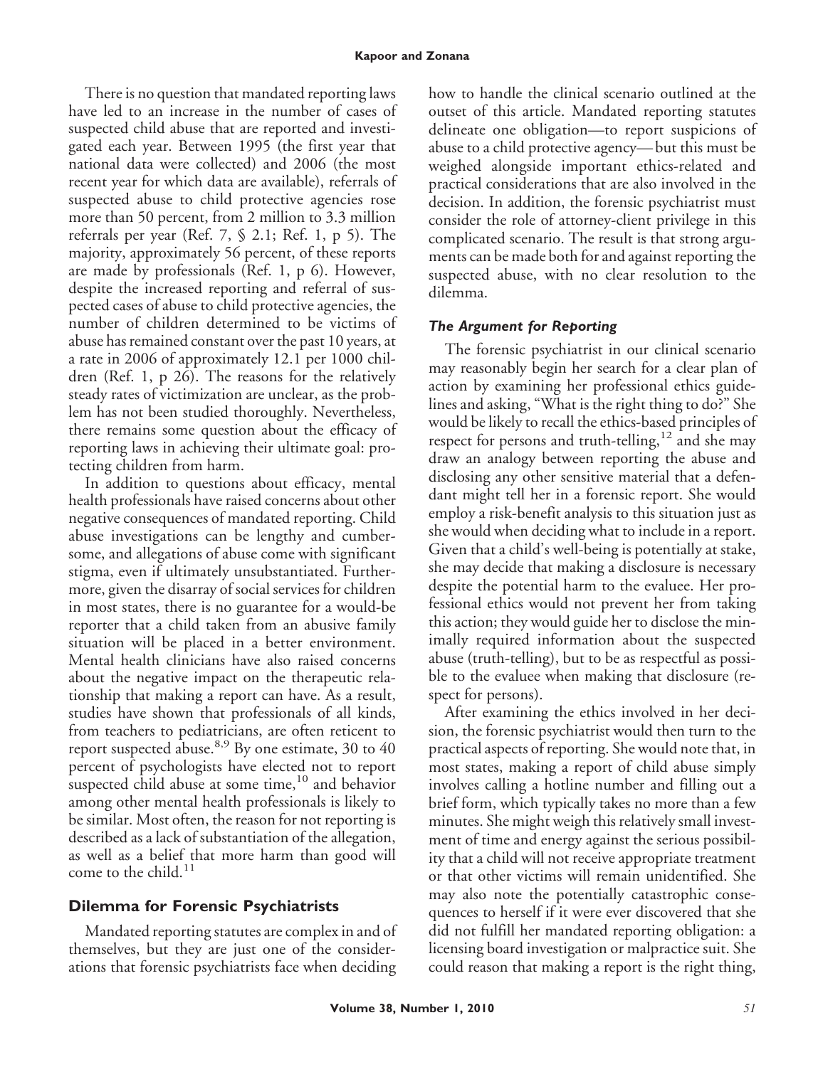There is no question that mandated reporting laws have led to an increase in the number of cases of suspected child abuse that are reported and investigated each year. Between 1995 (the first year that national data were collected) and 2006 (the most recent year for which data are available), referrals of suspected abuse to child protective agencies rose more than 50 percent, from 2 million to 3.3 million referrals per year (Ref. 7, § 2.1; Ref. 1, p 5). The majority, approximately 56 percent, of these reports are made by professionals (Ref. 1, p 6). However, despite the increased reporting and referral of suspected cases of abuse to child protective agencies, the number of children determined to be victims of abuse has remained constant over the past 10 years, at a rate in 2006 of approximately 12.1 per 1000 children (Ref. 1, p 26). The reasons for the relatively steady rates of victimization are unclear, as the problem has not been studied thoroughly. Nevertheless, there remains some question about the efficacy of reporting laws in achieving their ultimate goal: protecting children from harm.

In addition to questions about efficacy, mental health professionals have raised concerns about other negative consequences of mandated reporting. Child abuse investigations can be lengthy and cumbersome, and allegations of abuse come with significant stigma, even if ultimately unsubstantiated. Furthermore, given the disarray of social services for children in most states, there is no guarantee for a would-be reporter that a child taken from an abusive family situation will be placed in a better environment. Mental health clinicians have also raised concerns about the negative impact on the therapeutic relationship that making a report can have. As a result, studies have shown that professionals of all kinds, from teachers to pediatricians, are often reticent to report suspected abuse.[8,9] By one estimate, 30 to 40 percent of psychologists have elected not to report suspected child abuse at some time,[10] and behavior among other mental health professionals is likely to be similar. Most often, the reason for not reporting is described as a lack of substantiation of the allegation, as well as a belief that more harm than good will come to the child.[11]

## Dilemma for Forensic Psychiatrists

Mandated reporting statutes are complex in and of themselves, but they are just one of the considerations that forensic psychiatrists face when deciding how to handle the clinical scenario outlined at the outset of this article. Mandated reporting statutes delineate one obligation—to report suspicions of abuse to a child protective agency—but this must be weighed alongside important ethics-related and practical considerations that are also involved in the decision. In addition, the forensic psychiatrist must consider the role of attorney-client privilege in this complicated scenario. The result is that strong arguments can be made both for and against reporting the suspected abuse, with no clear resolution to the dilemma.

### *The Argument for Reporting*

The forensic psychiatrist in our clinical scenario may reasonably begin her search for a clear plan of action by examining her professional ethics guidelines and asking, "What is the right thing to do?" She would be likely to recall the ethics-based principles of respect for persons and truth-telling,[12] and she may draw an analogy between reporting the abuse and disclosing any other sensitive material that a defendant might tell her in a forensic report. She would employ a risk-benefit analysis to this situation just as she would when deciding what to include in a report. Given that a child's well-being is potentially at stake, she may decide that making a disclosure is necessary despite the potential harm to the evaluee. Her professional ethics would not prevent her from taking this action; they would guide her to disclose the minimally required information about the suspected abuse (truth-telling), but to be as respectful as possible to the evaluee when making that disclosure (respect for persons).

After examining the ethics involved in her decision, the forensic psychiatrist would then turn to the practical aspects of reporting. She would note that, in most states, making a report of child abuse simply involves calling a hotline number and filling out a brief form, which typically takes no more than a few minutes. She might weigh this relatively small investment of time and energy against the serious possibility that a child will not receive appropriate treatment or that other victims will remain unidentified. She may also note the potentially catastrophic consequences to herself if it were ever discovered that she did not fulfill her mandated reporting obligation: a licensing board investigation or malpractice suit. She could reason that making a report is the right thing,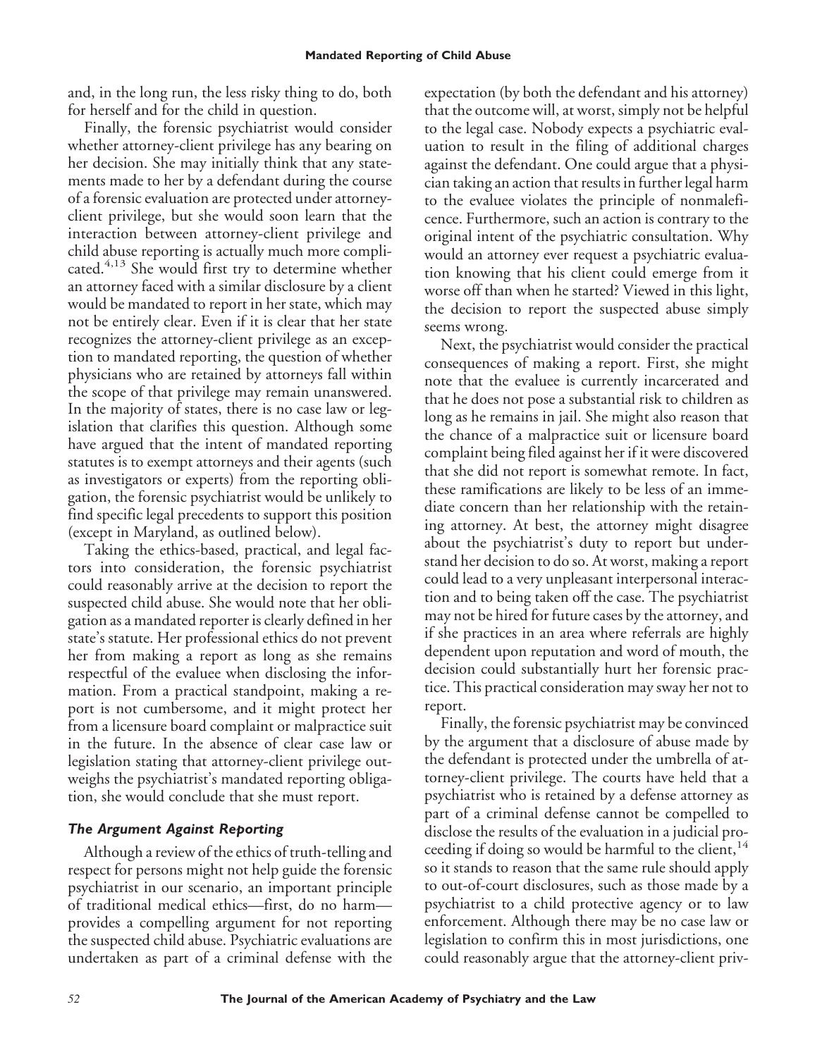and, in the long run, the less risky thing to do, both for herself and for the child in question.

Finally, the forensic psychiatrist would consider whether attorney-client privilege has any bearing on her decision. She may initially think that any statements made to her by a defendant during the course of a forensic evaluation are protected under attorney-client privilege, but she would soon learn that the interaction between attorney-client privilege and child abuse reporting is actually much more complicated.[4,13] She would first try to determine whether an attorney faced with a similar disclosure by a client would be mandated to report in her state, which may not be entirely clear. Even if it is clear that her state recognizes the attorney-client privilege as an exception to mandated reporting, the question of whether physicians who are retained by attorneys fall within the scope of that privilege may remain unanswered. In the majority of states, there is no case law or legislation that clarifies this question. Although some have argued that the intent of mandated reporting statutes is to exempt attorneys and their agents (such as investigators or experts) from the reporting obligation, the forensic psychiatrist would be unlikely to find specific legal precedents to support this position (except in Maryland, as outlined below).

Taking the ethics-based, practical, and legal factors into consideration, the forensic psychiatrist could reasonably arrive at the decision to report the suspected child abuse. She would note that her obligation as a mandated reporter is clearly defined in her state's statute. Her professional ethics do not prevent her from making a report as long as she remains respectful of the evaluee when disclosing the information. From a practical standpoint, making a report is not cumbersome, and it might protect her from a licensure board complaint or malpractice suit in the future. In the absence of clear case law or legislation stating that attorney-client privilege outweighs the psychiatrist's mandated reporting obligation, she would conclude that she must report.

### *The Argument Against Reporting*

Although a review of the ethics of truth-telling and respect for persons might not help guide the forensic psychiatrist in our scenario, an important principle of traditional medical ethics—first, do no harm—provides a compelling argument for not reporting the suspected child abuse. Psychiatric evaluations are undertaken as part of a criminal defense with the expectation (by both the defendant and his attorney) that the outcome will, at worst, simply not be helpful to the legal case. Nobody expects a psychiatric evaluation to result in the filing of additional charges against the defendant. One could argue that a physician taking an action that results in further legal harm to the evaluee violates the principle of nonmaleficence. Furthermore, such an action is contrary to the original intent of the psychiatric consultation. Why would an attorney ever request a psychiatric evaluation knowing that his client could emerge from it worse off than when he started? Viewed in this light, the decision to report the suspected abuse simply seems wrong.

Next, the psychiatrist would consider the practical consequences of making a report. First, she might note that the evaluee is currently incarcerated and that he does not pose a substantial risk to children as long as he remains in jail. She might also reason that the chance of a malpractice suit or licensure board complaint being filed against her if it were discovered that she did not report is somewhat remote. In fact, these ramifications are likely to be less of an immediate concern than her relationship with the retaining attorney. At best, the attorney might disagree about the psychiatrist's duty to report but understand her decision to do so. At worst, making a report could lead to a very unpleasant interpersonal interaction and to being taken off the case. The psychiatrist may not be hired for future cases by the attorney, and if she practices in an area where referrals are highly dependent upon reputation and word of mouth, the decision could substantially hurt her forensic practice. This practical consideration may sway her not to report.

Finally, the forensic psychiatrist may be convinced by the argument that a disclosure of abuse made by the defendant is protected under the umbrella of attorney-client privilege. The courts have held that a psychiatrist who is retained by a defense attorney as part of a criminal defense cannot be compelled to disclose the results of the evaluation in a judicial proceeding if doing so would be harmful to the client,[14] so it stands to reason that the same rule should apply to out-of-court disclosures, such as those made by a psychiatrist to a child protective agency or to law enforcement. Although there may be no case law or legislation to confirm this in most jurisdictions, one could reasonably argue that the attorney-client priv-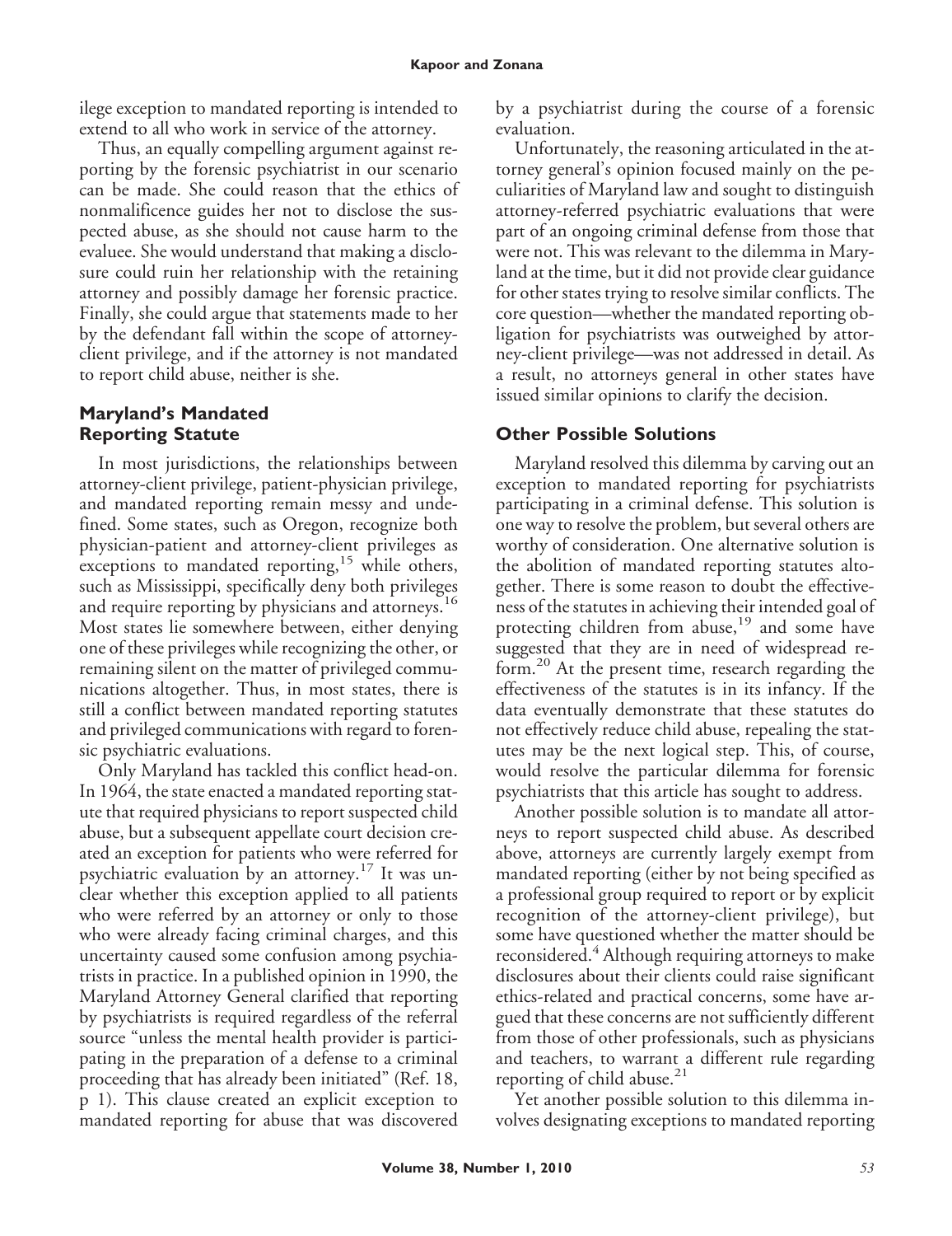ilege exception to mandated reporting is intended to extend to all who work in service of the attorney.

Thus, an equally compelling argument against reporting by the forensic psychiatrist in our scenario can be made. She could reason that the ethics of nonmalificence guides her not to disclose the suspected abuse, as she should not cause harm to the evaluee. She would understand that making a disclosure could ruin her relationship with the retaining attorney and possibly damage her forensic practice. Finally, she could argue that statements made to her by the defendant fall within the scope of attorney-client privilege, and if the attorney is not mandated to report child abuse, neither is she.

## Maryland's Mandated Reporting Statute

In most jurisdictions, the relationships between attorney-client privilege, patient-physician privilege, and mandated reporting remain messy and undefined. Some states, such as Oregon, recognize both physician-patient and attorney-client privileges as exceptions to mandated reporting,[15] while others, such as Mississippi, specifically deny both privileges and require reporting by physicians and attorneys.[16] Most states lie somewhere between, either denying one of these privileges while recognizing the other, or remaining silent on the matter of privileged communications altogether. Thus, in most states, there is still a conflict between mandated reporting statutes and privileged communications with regard to forensic psychiatric evaluations.

Only Maryland has tackled this conflict head-on. In 1964, the state enacted a mandated reporting statute that required physicians to report suspected child abuse, but a subsequent appellate court decision created an exception for patients who were referred for psychiatric evaluation by an attorney.[17] It was unclear whether this exception applied to all patients who were referred by an attorney or only to those who were already facing criminal charges, and this uncertainty caused some confusion among psychiatrists in practice. In a published opinion in 1990, the Maryland Attorney General clarified that reporting by psychiatrists is required regardless of the referral source "unless the mental health provider is participating in the preparation of a defense to a criminal proceeding that has already been initiated" (Ref. 18, p 1). This clause created an explicit exception to mandated reporting for abuse that was discovered by a psychiatrist during the course of a forensic evaluation.

Unfortunately, the reasoning articulated in the attorney general's opinion focused mainly on the peculiarities of Maryland law and sought to distinguish attorney-referred psychiatric evaluations that were part of an ongoing criminal defense from those that were not. This was relevant to the dilemma in Maryland at the time, but it did not provide clear guidance for other states trying to resolve similar conflicts. The core question—whether the mandated reporting obligation for psychiatrists was outweighed by attorney-client privilege—was not addressed in detail. As a result, no attorneys general in other states have issued similar opinions to clarify the decision.

## Other Possible Solutions

Maryland resolved this dilemma by carving out an exception to mandated reporting for psychiatrists participating in a criminal defense. This solution is one way to resolve the problem, but several others are worthy of consideration. One alternative solution is the abolition of mandated reporting statutes altogether. There is some reason to doubt the effectiveness of the statutes in achieving their intended goal of protecting children from abuse,[19] and some have suggested that they are in need of widespread reform.[20] At the present time, research regarding the effectiveness of the statutes is in its infancy. If the data eventually demonstrate that these statutes do not effectively reduce child abuse, repealing the statutes may be the next logical step. This, of course, would resolve the particular dilemma for forensic psychiatrists that this article has sought to address.

Another possible solution is to mandate all attorneys to report suspected child abuse. As described above, attorneys are currently largely exempt from mandated reporting (either by not being specified as a professional group required to report or by explicit recognition of the attorney-client privilege), but some have questioned whether the matter should be reconsidered.[4] Although requiring attorneys to make disclosures about their clients could raise significant ethics-related and practical concerns, some have argued that these concerns are not sufficiently different from those of other professionals, such as physicians and teachers, to warrant a different rule regarding reporting of child abuse.[21]

Yet another possible solution to this dilemma involves designating exceptions to mandated reporting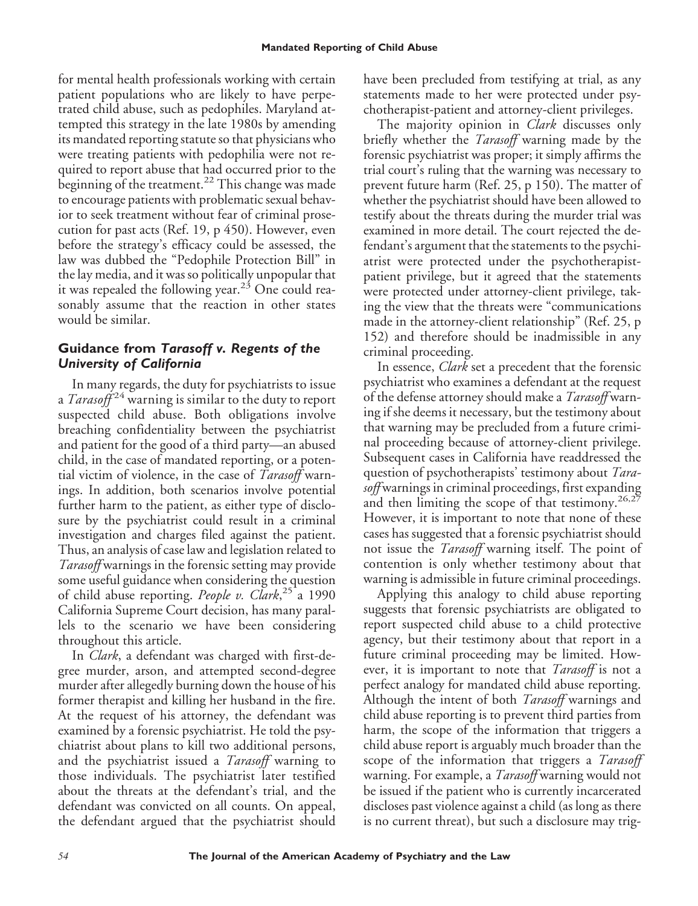for mental health professionals working with certain patient populations who are likely to have perpetrated child abuse, such as pedophiles. Maryland attempted this strategy in the late 1980s by amending its mandated reporting statute so that physicians who were treating patients with pedophilia were not required to report abuse that had occurred prior to the beginning of the treatment.[22] This change was made to encourage patients with problematic sexual behavior to seek treatment without fear of criminal prosecution for past acts (Ref. 19, p 450). However, even before the strategy's efficacy could be assessed, the law was dubbed the "Pedophile Protection Bill" in the lay media, and it was so politically unpopular that it was repealed the following year.[23] One could reasonably assume that the reaction in other states would be similar.

## Guidance from *Tarasoff v. Regents of the University of California*

In many regards, the duty for psychiatrists to issue a *Tarasoff*[24] warning is similar to the duty to report suspected child abuse. Both obligations involve breaching confidentiality between the psychiatrist and patient for the good of a third party—an abused child, in the case of mandated reporting, or a potential victim of violence, in the case of *Tarasoff* warnings. In addition, both scenarios involve potential further harm to the patient, as either type of disclosure by the psychiatrist could result in a criminal investigation and charges filed against the patient. Thus, an analysis of case law and legislation related to *Tarasoff* warnings in the forensic setting may provide some useful guidance when considering the question of child abuse reporting. *People v. Clark*,[25] a 1990 California Supreme Court decision, has many parallels to the scenario we have been considering throughout this article.

In *Clark*, a defendant was charged with first-degree murder, arson, and attempted second-degree murder after allegedly burning down the house of his former therapist and killing her husband in the fire. At the request of his attorney, the defendant was examined by a forensic psychiatrist. He told the psychiatrist about plans to kill two additional persons, and the psychiatrist issued a *Tarasoff* warning to those individuals. The psychiatrist later testified about the threats at the defendant's trial, and the defendant was convicted on all counts. On appeal, the defendant argued that the psychiatrist should have been precluded from testifying at trial, as any statements made to her were protected under psychotherapist-patient and attorney-client privileges.

The majority opinion in *Clark* discusses only briefly whether the *Tarasoff* warning made by the forensic psychiatrist was proper; it simply affirms the trial court's ruling that the warning was necessary to prevent future harm (Ref. 25, p 150). The matter of whether the psychiatrist should have been allowed to testify about the threats during the murder trial was examined in more detail. The court rejected the defendant's argument that the statements to the psychiatrist were protected under the psychotherapist-patient privilege, but it agreed that the statements were protected under attorney-client privilege, taking the view that the threats were "communications made in the attorney-client relationship" (Ref. 25, p 152) and therefore should be inadmissible in any criminal proceeding.

In essence, *Clark* set a precedent that the forensic psychiatrist who examines a defendant at the request of the defense attorney should make a *Tarasoff* warning if she deems it necessary, but the testimony about that warning may be precluded from a future criminal proceeding because of attorney-client privilege. Subsequent cases in California have readdressed the question of psychotherapists' testimony about *Tarasoff* warnings in criminal proceedings, first expanding and then limiting the scope of that testimony.[26,27] However, it is important to note that none of these cases has suggested that a forensic psychiatrist should not issue the *Tarasoff* warning itself. The point of contention is only whether testimony about that warning is admissible in future criminal proceedings.

Applying this analogy to child abuse reporting suggests that forensic psychiatrists are obligated to report suspected child abuse to a child protective agency, but their testimony about that report in a future criminal proceeding may be limited. However, it is important to note that *Tarasoff* is not a perfect analogy for mandated child abuse reporting. Although the intent of both *Tarasoff* warnings and child abuse reporting is to prevent third parties from harm, the scope of the information that triggers a child abuse report is arguably much broader than the scope of the information that triggers a *Tarasoff* warning. For example, a *Tarasoff* warning would not be issued if the patient who is currently incarcerated discloses past violence against a child (as long as there is no current threat), but such a disclosure may trig-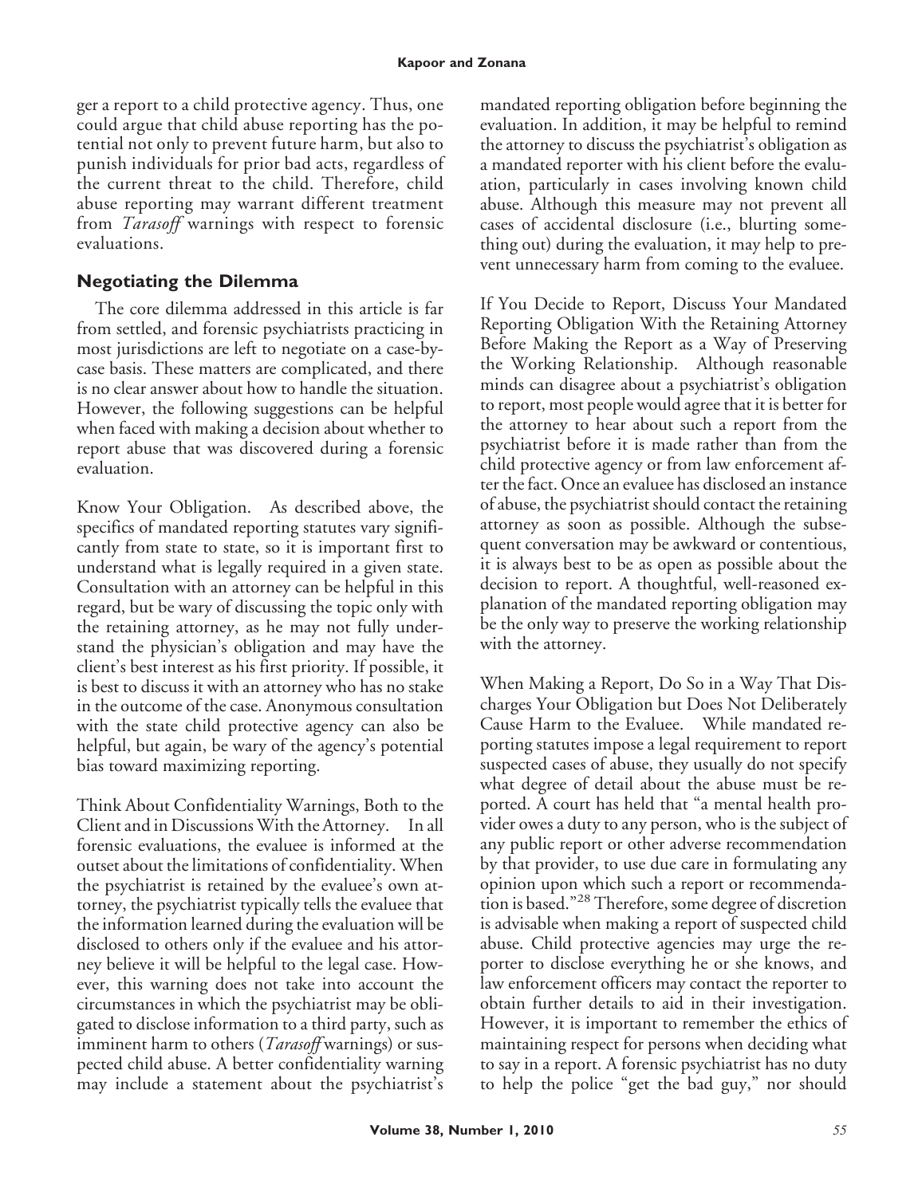ger a report to a child protective agency. Thus, one could argue that child abuse reporting has the potential not only to prevent future harm, but also to punish individuals for prior bad acts, regardless of the current threat to the child. Therefore, child abuse reporting may warrant different treatment from *Tarasoff* warnings with respect to forensic evaluations.

## Negotiating the Dilemma

The core dilemma addressed in this article is far from settled, and forensic psychiatrists practicing in most jurisdictions are left to negotiate on a case-by-case basis. These matters are complicated, and there is no clear answer about how to handle the situation. However, the following suggestions can be helpful when faced with making a decision about whether to report abuse that was discovered during a forensic evaluation.

**Know Your Obligation.** As described above, the specifics of mandated reporting statutes vary significantly from state to state, so it is important first to understand what is legally required in a given state. Consultation with an attorney can be helpful in this regard, but be wary of discussing the topic only with the retaining attorney, as he may not fully understand the physician's obligation and may have the client's best interest as his first priority. If possible, it is best to discuss it with an attorney who has no stake in the outcome of the case. Anonymous consultation with the state child protective agency can also be helpful, but again, be wary of the agency's potential bias toward maximizing reporting.

**Think About Confidentiality Warnings, Both to the Client and in Discussions With the Attorney.** In all forensic evaluations, the evaluee is informed at the outset about the limitations of confidentiality. When the psychiatrist is retained by the evaluee's own attorney, the psychiatrist typically tells the evaluee that the information learned during the evaluation will be disclosed to others only if the evaluee and his attorney believe it will be helpful to the legal case. However, this warning does not take into account the circumstances in which the psychiatrist may be obligated to disclose information to a third party, such as imminent harm to others (*Tarasoff* warnings) or suspected child abuse. A better confidentiality warning may include a statement about the psychiatrist's mandated reporting obligation before beginning the evaluation. In addition, it may be helpful to remind the attorney to discuss the psychiatrist's obligation as a mandated reporter with his client before the evaluation, particularly in cases involving known child abuse. Although this measure may not prevent all cases of accidental disclosure (i.e., blurting something out) during the evaluation, it may help to prevent unnecessary harm from coming to the evaluee.

**If You Decide to Report, Discuss Your Mandated Reporting Obligation With the Retaining Attorney Before Making the Report as a Way of Preserving the Working Relationship.** Although reasonable minds can disagree about a psychiatrist's obligation to report, most people would agree that it is better for the attorney to hear about such a report from the psychiatrist before it is made rather than from the child protective agency or from law enforcement after the fact. Once an evaluee has disclosed an instance of abuse, the psychiatrist should contact the retaining attorney as soon as possible. Although the subsequent conversation may be awkward or contentious, it is always best to be as open as possible about the decision to report. A thoughtful, well-reasoned explanation of the mandated reporting obligation may be the only way to preserve the working relationship with the attorney.

**When Making a Report, Do So in a Way That Discharges Your Obligation but Does Not Deliberately Cause Harm to the Evaluee.** While mandated reporting statutes impose a legal requirement to report suspected cases of abuse, they usually do not specify what degree of detail about the abuse must be reported. A court has held that "a mental health provider owes a duty to any person, who is the subject of any public report or other adverse recommendation by that provider, to use due care in formulating any opinion upon which such a report or recommendation is based."[28] Therefore, some degree of discretion is advisable when making a report of suspected child abuse. Child protective agencies may urge the reporter to disclose everything he or she knows, and law enforcement officers may contact the reporter to obtain further details to aid in their investigation. However, it is important to remember the ethics of maintaining respect for persons when deciding what to say in a report. A forensic psychiatrist has no duty to help the police "get the bad guy," nor should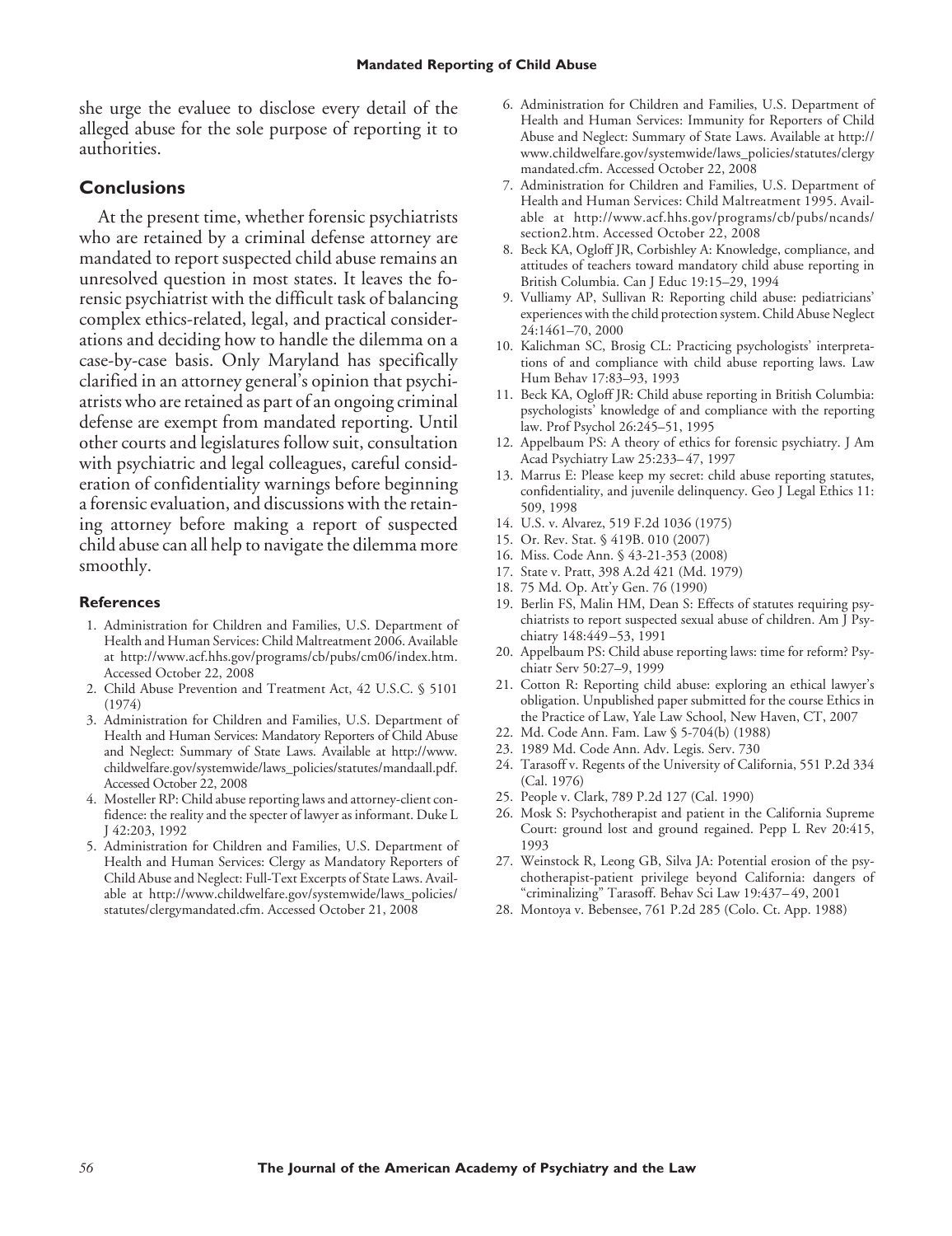she urge the evaluee to disclose every detail of the alleged abuse for the sole purpose of reporting it to authorities.

## Conclusions

At the present time, whether forensic psychiatrists who are retained by a criminal defense attorney are mandated to report suspected child abuse remains an unresolved question in most states. It leaves the forensic psychiatrist with the difficult task of balancing complex ethics-related, legal, and practical considerations and deciding how to handle the dilemma on a case-by-case basis. Only Maryland has specifically clarified in an attorney general's opinion that psychiatrists who are retained as part of an ongoing criminal defense are exempt from mandated reporting. Until other courts and legislatures follow suit, consultation with psychiatric and legal colleagues, careful consideration of confidentiality warnings before beginning a forensic evaluation, and discussions with the retaining attorney before making a report of suspected child abuse can all help to navigate the dilemma more smoothly.

### References

1. Administration for Children and Families, U.S. Department of Health and Human Services: Child Maltreatment 2006. Available at http://www.acf.hhs.gov/programs/cb/pubs/cm06/index.htm. Accessed October 22, 2008
2. Child Abuse Prevention and Treatment Act, 42 U.S.C. § 5101 (1974)
3. Administration for Children and Families, U.S. Department of Health and Human Services: Mandatory Reporters of Child Abuse and Neglect: Summary of State Laws. Available at http://www.childwelfare.gov/systemwide/laws_policies/statutes/mandaall.pdf. Accessed October 22, 2008
4. Mosteller RP: Child abuse reporting laws and attorney-client confidence: the reality and the specter of lawyer as informant. Duke L J 42:203, 1992
5. Administration for Children and Families, U.S. Department of Health and Human Services: Clergy as Mandatory Reporters of Child Abuse and Neglect: Full-Text Excerpts of State Laws. Available at http://www.childwelfare.gov/systemwide/laws_policies/statutes/clergymandated.cfm. Accessed October 21, 2008
6. Administration for Children and Families, U.S. Department of Health and Human Services: Immunity for Reporters of Child Abuse and Neglect: Summary of State Laws. Available at http://www.childwelfare.gov/systemwide/laws_policies/statutes/clergymandated.cfm. Accessed October 22, 2008
7. Administration for Children and Families, U.S. Department of Health and Human Services: Child Maltreatment 1995. Available at http://www.acf.hhs.gov/programs/cb/pubs/ncands/section2.htm. Accessed October 22, 2008
8. Beck KA, Ogloff JR, Corbishley A: Knowledge, compliance, and attitudes of teachers toward mandatory child abuse reporting in British Columbia. Can J Educ 19:15–29, 1994
9. Vulliamy AP, Sullivan R: Reporting child abuse: pediatricians' experiences with the child protection system. Child Abuse Neglect 24:1461–70, 2000
10. Kalichman SC, Brosig CL: Practicing psychologists' interpretations of and compliance with child abuse reporting laws. Law Hum Behav 17:83–93, 1993
11. Beck KA, Ogloff JR: Child abuse reporting in British Columbia: psychologists' knowledge of and compliance with the reporting law. Prof Psychol 26:245–51, 1995
12. Appelbaum PS: A theory of ethics for forensic psychiatry. J Am Acad Psychiatry Law 25:233–47, 1997
13. Marrus E: Please keep my secret: child abuse reporting statutes, confidentiality, and juvenile delinquency. Geo J Legal Ethics 11: 509, 1998
14. U.S. v. Alvarez, 519 F.2d 1036 (1975)
15. Or. Rev. Stat. § 419B. 010 (2007)
16. Miss. Code Ann. § 43-21-353 (2008)
17. State v. Pratt, 398 A.2d 421 (Md. 1979)
18. 75 Md. Op. Att'y Gen. 76 (1990)
19. Berlin FS, Malin HM, Dean S: Effects of statutes requiring psychiatrists to report suspected sexual abuse of children. Am J Psychiatry 148:449–53, 1991
20. Appelbaum PS: Child abuse reporting laws: time for reform? Psychiatr Serv 50:27–9, 1999
21. Cotton R: Reporting child abuse: exploring an ethical lawyer's obligation. Unpublished paper submitted for the course Ethics in the Practice of Law, Yale Law School, New Haven, CT, 2007
22. Md. Code Ann. Fam. Law § 5-704(b) (1988)
23. 1989 Md. Code Ann. Adv. Legis. Serv. 730
24. Tarasoff v. Regents of the University of California, 551 P.2d 334 (Cal. 1976)
25. People v. Clark, 789 P.2d 127 (Cal. 1990)
26. Mosk S: Psychotherapist and patient in the California Supreme Court: ground lost and ground regained. Pepp L Rev 20:415, 1993
27. Weinstock R, Leong GB, Silva JA: Potential erosion of the psychotherapist-patient privilege beyond California: dangers of "criminalizing" Tarasoff. Behav Sci Law 19:437–49, 2001
28. Montoya v. Bebensee, 761 P.2d 285 (Colo. Ct. App. 1988)